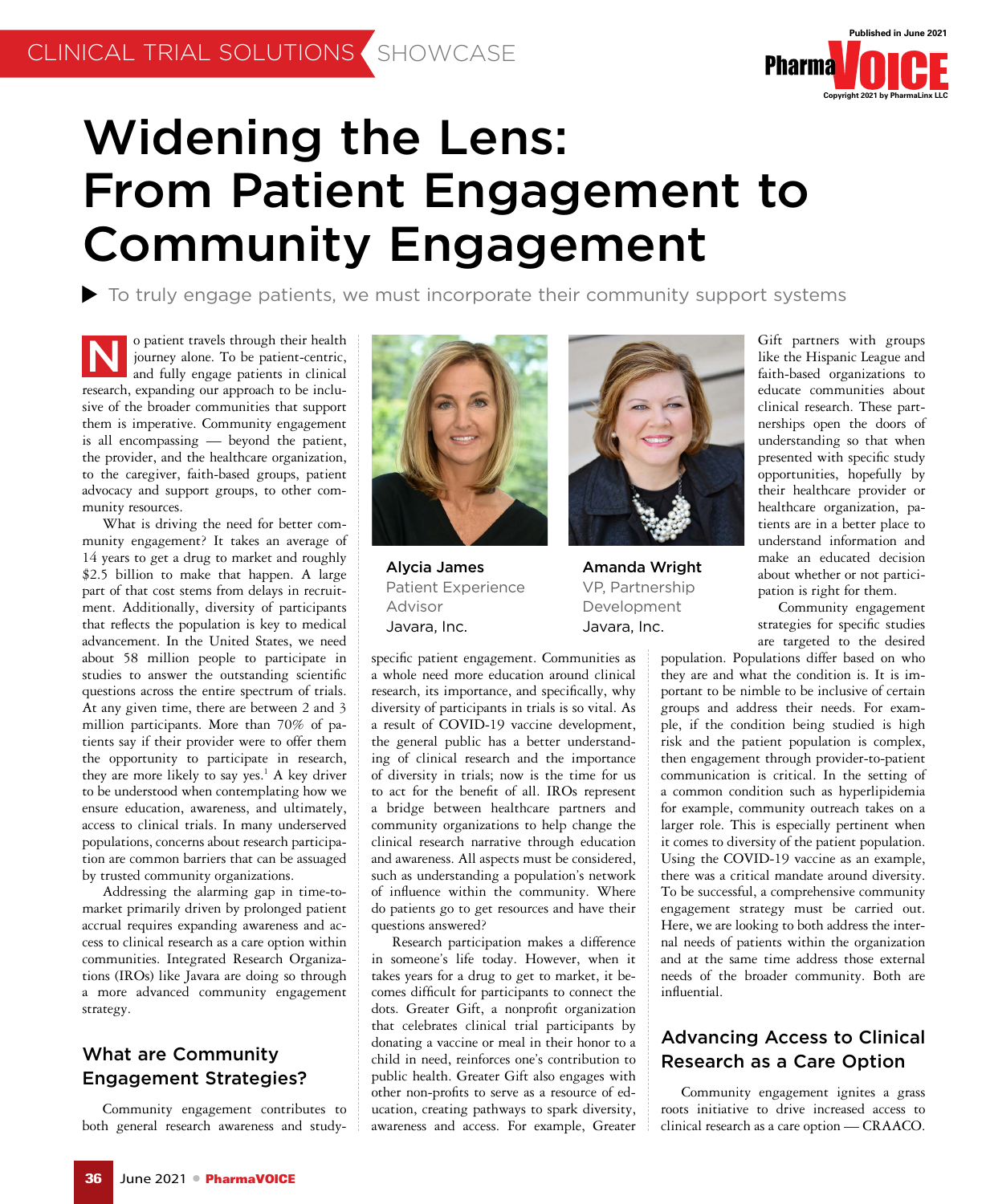# Widening the Lens: From Patient Engagement to Community Engagement

▶ To truly engage patients, we must incorporate their community support systems

No patient travels through their health journey alone. To be patient-centric, and fully engage patients in clinical research, expanding our approach to be inclusive of the broader communities that support them is imperative. Community engagement is all encompassing — beyond the patient, the provider, and the healthcare organization, to the caregiver, faith-based groups, patient advocacy and support groups, to other community resources.

What is driving the need for better community engagement? It takes an average of 14 years to get a drug to market and roughly $2.5 billion to make that happen. A large part of that cost stems from delays in recruitment. Additionally, diversity of participants that reflects the population is key to medical advancement. In the United States, we need about 58 million people to participate in studies to answer the outstanding scientific questions across the entire spectrum of trials. At any given time, there are between 2 and 3 million participants. More than 70% of patients say if their provider were to offer them the opportunity to participate in research, they are more likely to say yes.[1] A key driver to be understood when contemplating how we ensure education, awareness, and ultimately, access to clinical trials. In many underserved populations, concerns about research participation are common barriers that can be assuaged by trusted community organizations.

Addressing the alarming gap in time-to-market primarily driven by prolonged patient accrual requires expanding awareness and access to clinical research as a care option within communities. Integrated Research Organizations (IROs) like Javara are doing so through a more advanced community engagement strategy.

**Alycia James**
Patient Experience Advisor
Javara, Inc.

**Amanda Wright**
VP, Partnership Development
Javara, Inc.

## What are Community Engagement Strategies?

Community engagement contributes to both general research awareness and study-specific patient engagement. Communities as a whole need more education around clinical research, its importance, and specifically, why diversity of participants in trials is so vital. As a result of COVID-19 vaccine development, the general public has a better understanding of clinical research and the importance of diversity in trials; now is the time for us to act for the benefit of all. IROs represent a bridge between healthcare partners and community organizations to help change the clinical research narrative through education and awareness. All aspects must be considered, such as understanding a population's network of influence within the community. Where do patients go to get resources and have their questions answered?

Research participation makes a difference in someone's life today. However, when it takes years for a drug to get to market, it becomes difficult for participants to connect the dots. Greater Gift, a nonprofit organization that celebrates clinical trial participants by donating a vaccine or meal in their honor to a child in need, reinforces one's contribution to public health. Greater Gift also engages with other non-profits to serve as a resource of education, creating pathways to spark diversity, awareness and access. For example, Greater Gift partners with groups like the Hispanic League and faith-based organizations to educate communities about clinical research. These partnerships open the doors of understanding so that when presented with specific study opportunities, hopefully by their healthcare provider or healthcare organization, patients are in a better place to understand information and make an educated decision about whether or not participation is right for them.

Community engagement strategies for specific studies are targeted to the desired population. Populations differ based on who they are and what the condition is. It is important to be nimble to be inclusive of certain groups and address their needs. For example, if the condition being studied is high risk and the patient population is complex, then engagement through provider-to-patient communication is critical. In the setting of a common condition such as hyperlipidemia for example, community outreach takes on a larger role. This is especially pertinent when it comes to diversity of the patient population. Using the COVID-19 vaccine as an example, there was a critical mandate around diversity. To be successful, a comprehensive community engagement strategy must be carried out. Here, we are looking to both address the internal needs of patients within the organization and at the same time address those external needs of the broader community. Both are influential.

## Advancing Access to Clinical Research as a Care Option

Community engagement ignites a grass roots initiative to drive increased access to clinical research as a care option — CRAACO.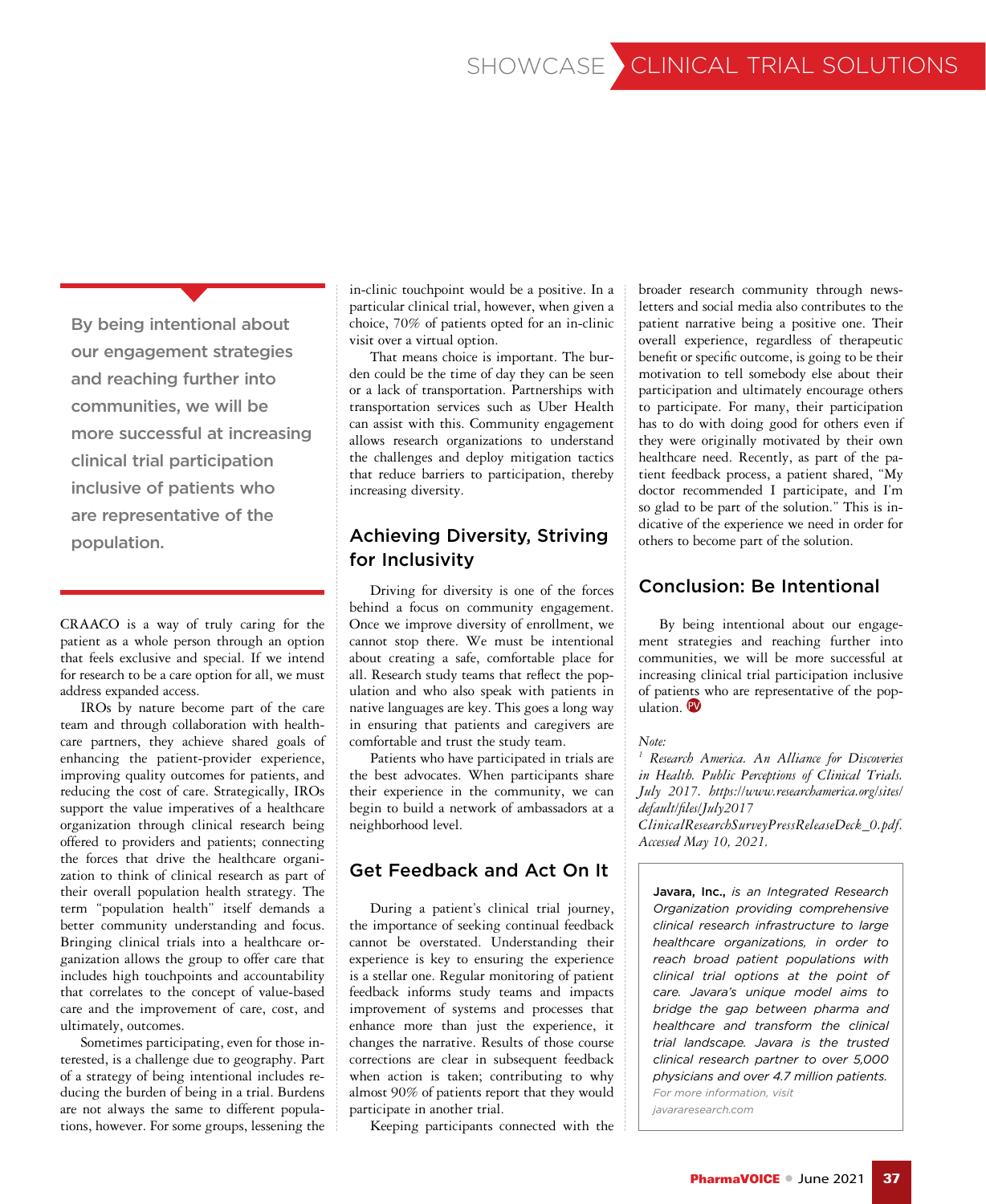> By being intentional about our engagement strategies and reaching further into communities, we will be more successful at increasing clinical trial participation inclusive of patients who are representative of the population.

CRAACO is a way of truly caring for the patient as a whole person through an option that feels exclusive and special. If we intend for research to be a care option for all, we must address expanded access.

IROs by nature become part of the care team and through collaboration with healthcare partners, they achieve shared goals of enhancing the patient-provider experience, improving quality outcomes for patients, and reducing the cost of care. Strategically, IROs support the value imperatives of a healthcare organization through clinical research being offered to providers and patients; connecting the forces that drive the healthcare organization to think of clinical research as part of their overall population health strategy. The term "population health" itself demands a better community understanding and focus. Bringing clinical trials into a healthcare organization allows the group to offer care that includes high touchpoints and accountability that correlates to the concept of value-based care and the improvement of care, cost, and ultimately, outcomes.

Sometimes participating, even for those interested, is a challenge due to geography. Part of a strategy of being intentional includes reducing the burden of being in a trial. Burdens are not always the same to different populations, however. For some groups, lessening the in-clinic touchpoint would be a positive. In a particular clinical trial, however, when given a choice, 70% of patients opted for an in-clinic visit over a virtual option.

That means choice is important. The burden could be the time of day they can be seen or a lack of transportation. Partnerships with transportation services such as Uber Health can assist with this. Community engagement allows research organizations to understand the challenges and deploy mitigation tactics that reduce barriers to participation, thereby increasing diversity.

## Achieving Diversity, Striving for Inclusivity

Driving for diversity is one of the forces behind a focus on community engagement. Once we improve diversity of enrollment, we cannot stop there. We must be intentional about creating a safe, comfortable place for all. Research study teams that reflect the population and who also speak with patients in native languages are key. This goes a long way in ensuring that patients and caregivers are comfortable and trust the study team.

Patients who have participated in trials are the best advocates. When participants share their experience in the community, we can begin to build a network of ambassadors at a neighborhood level.

## Get Feedback and Act On It

During a patient's clinical trial journey, the importance of seeking continual feedback cannot be overstated. Understanding their experience is key to ensuring the experience is a stellar one. Regular monitoring of patient feedback informs study teams and impacts improvement of systems and processes that enhance more than just the experience, it changes the narrative. Results of those course corrections are clear in subsequent feedback when action is taken; contributing to why almost 90% of patients report that they would participate in another trial.

Keeping participants connected with the broader research community through newsletters and social media also contributes to the patient narrative being a positive one. Their overall experience, regardless of therapeutic benefit or specific outcome, is going to be their motivation to tell somebody else about their participation and ultimately encourage others to participate. For many, their participation has to do with doing good for others even if they were originally motivated by their own healthcare need. Recently, as part of the patient feedback process, a patient shared, "My doctor recommended I participate, and I'm so glad to be part of the solution." This is indicative of the experience we need in order for others to become part of the solution.

## Conclusion: Be Intentional

By being intentional about our engagement strategies and reaching further into communities, we will be more successful at increasing clinical trial participation inclusive of patients who are representative of the population. PV

*Note:*

*[1] Research America. An Alliance for Discoveries in Health. Public Perceptions of Clinical Trials. July 2017. https://www.researchamerica.org/sites/default/files/July2017ClinicalResearchSurveyPressReleaseDeck_0.pdf. Accessed May 10, 2021.*

**Javara, Inc.,** *is an Integrated Research Organization providing comprehensive clinical research infrastructure to large healthcare organizations, in order to reach broad patient populations with clinical trial options at the point of care. Javara's unique model aims to bridge the gap between pharma and healthcare and transform the clinical trial landscape. Javara is the trusted clinical research partner to over 5,000 physicians and over 4.7 million patients.*

*For more information, visit javararesearch.com*